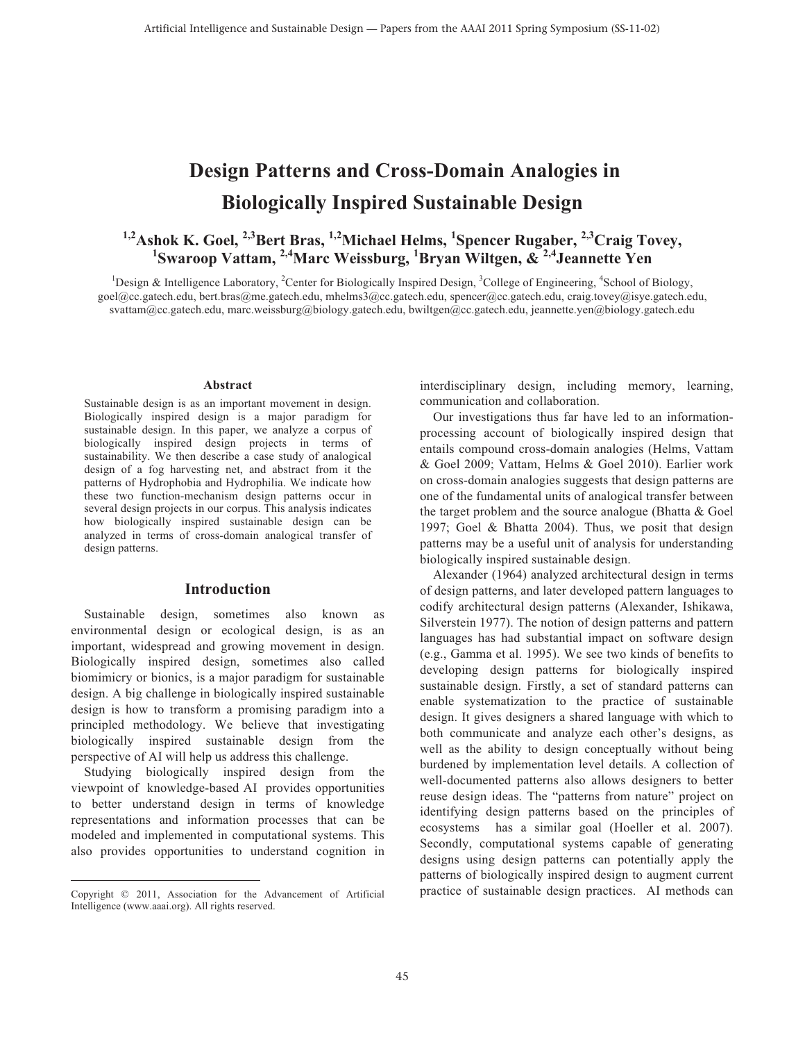# Design Patterns and Cross-Domain Analogies in Biologically Inspired Sustainable Design

**[1,2]Ashok K. Goel, [2,3]Bert Bras, [1,2]Michael Helms, [1]Spencer Rugaber, [2,3]Craig Tovey, [1]Swaroop Vattam, [2,4]Marc Weissburg, [1]Bryan Wiltgen, & [2,4]Jeannette Yen**

[1]Design & Intelligence Laboratory, [2]Center for Biologically Inspired Design, [3]College of Engineering, [4]School of Biology, goel@cc.gatech.edu, bert.bras@me.gatech.edu, mhelms3@cc.gatech.edu, spencer@cc.gatech.edu, craig.tovey@isye.gatech.edu, svattam@cc.gatech.edu, marc.weissburg@biology.gatech.edu, bwiltgen@cc.gatech.edu, jeannette.yen@biology.gatech.edu

### Abstract

Sustainable design is as an important movement in design. Biologically inspired design is a major paradigm for sustainable design. In this paper, we analyze a corpus of biologically inspired design projects in terms of sustainability. We then describe a case study of analogical design of a fog harvesting net, and abstract from it the patterns of Hydrophobia and Hydrophilia. We indicate how these two function-mechanism design patterns occur in several design projects in our corpus. This analysis indicates how biologically inspired sustainable design can be analyzed in terms of cross-domain analogical transfer of design patterns.

## Introduction

Sustainable design, sometimes also known as environmental design or ecological design, is as an important, widespread and growing movement in design. Biologically inspired design, sometimes also called biomimicry or bionics, is a major paradigm for sustainable design. A big challenge in biologically inspired sustainable design is how to transform a promising paradigm into a principled methodology. We believe that investigating biologically inspired sustainable design from the perspective of AI will help us address this challenge.

Studying biologically inspired design from the viewpoint of knowledge-based AI provides opportunities to better understand design in terms of knowledge representations and information processes that can be modeled and implemented in computational systems. This also provides opportunities to understand cognition in interdisciplinary design, including memory, learning, communication and collaboration.

Our investigations thus far have led to an information-processing account of biologically inspired design that entails compound cross-domain analogies (Helms, Vattam & Goel 2009; Vattam, Helms & Goel 2010). Earlier work on cross-domain analogies suggests that design patterns are one of the fundamental units of analogical transfer between the target problem and the source analogue (Bhatta & Goel 1997; Goel & Bhatta 2004). Thus, we posit that design patterns may be a useful unit of analysis for understanding biologically inspired sustainable design.

Alexander (1964) analyzed architectural design in terms of design patterns, and later developed pattern languages to codify architectural design patterns (Alexander, Ishikawa, Silverstein 1977). The notion of design patterns and pattern languages has had substantial impact on software design (e.g., Gamma et al. 1995). We see two kinds of benefits to developing design patterns for biologically inspired sustainable design. Firstly, a set of standard patterns can enable systematization to the practice of sustainable design. It gives designers a shared language with which to both communicate and analyze each other's designs, as well as the ability to design conceptually without being burdened by implementation level details. A collection of well-documented patterns also allows designers to better reuse design ideas. The "patterns from nature" project on identifying design patterns based on the principles of ecosystems has a similar goal (Hoeller et al. 2007). Secondly, computational systems capable of generating designs using design patterns can potentially apply the patterns of biologically inspired design to augment current practice of sustainable design practices. AI methods can

Copyright © 2011, Association for the Advancement of Artificial Intelligence (www.aaai.org). All rights reserved.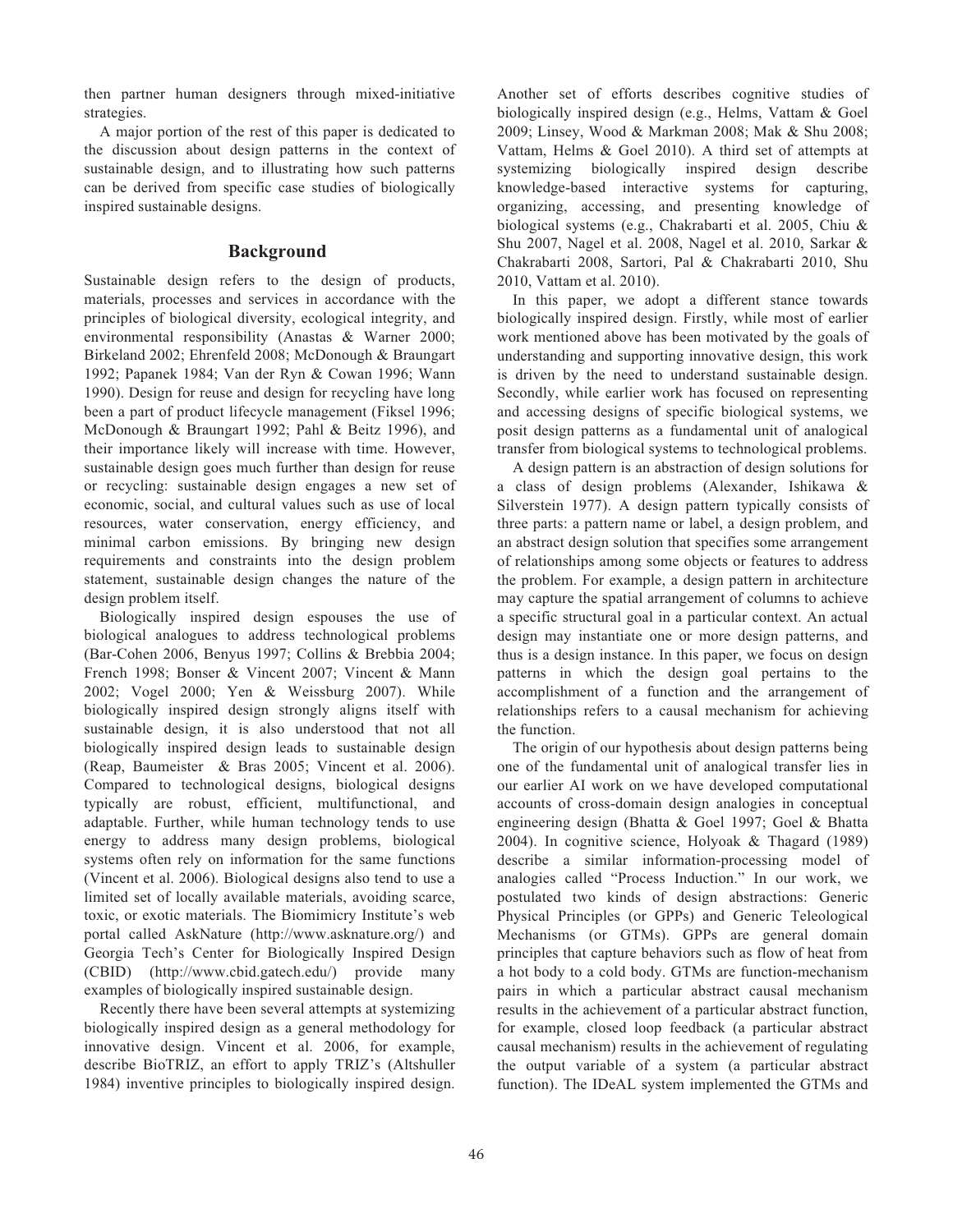then partner human designers through mixed-initiative strategies.

A major portion of the rest of this paper is dedicated to the discussion about design patterns in the context of sustainable design, and to illustrating how such patterns can be derived from specific case studies of biologically inspired sustainable designs.

## Background

Sustainable design refers to the design of products, materials, processes and services in accordance with the principles of biological diversity, ecological integrity, and environmental responsibility (Anastas & Warner 2000; Birkeland 2002; Ehrenfeld 2008; McDonough & Braungart 1992; Papanek 1984; Van der Ryn & Cowan 1996; Wann 1990). Design for reuse and design for recycling have long been a part of product lifecycle management (Fiksel 1996; McDonough & Braungart 1992; Pahl & Beitz 1996), and their importance likely will increase with time. However, sustainable design goes much further than design for reuse or recycling: sustainable design engages a new set of economic, social, and cultural values such as use of local resources, water conservation, energy efficiency, and minimal carbon emissions. By bringing new design requirements and constraints into the design problem statement, sustainable design changes the nature of the design problem itself.

Biologically inspired design espouses the use of biological analogues to address technological problems (Bar-Cohen 2006, Benyus 1997; Collins & Brebbia 2004; French 1998; Bonser & Vincent 2007; Vincent & Mann 2002; Vogel 2000; Yen & Weissburg 2007). While biologically inspired design strongly aligns itself with sustainable design, it is also understood that not all biologically inspired design leads to sustainable design (Reap, Baumeister & Bras 2005; Vincent et al. 2006). Compared to technological designs, biological designs typically are robust, efficient, multifunctional, and adaptable. Further, while human technology tends to use energy to address many design problems, biological systems often rely on information for the same functions (Vincent et al. 2006). Biological designs also tend to use a limited set of locally available materials, avoiding scarce, toxic, or exotic materials. The Biomimicry Institute's web portal called AskNature (http://www.asknature.org/) and Georgia Tech's Center for Biologically Inspired Design (CBID) (http://www.cbid.gatech.edu/) provide many examples of biologically inspired sustainable design.

Recently there have been several attempts at systemizing biologically inspired design as a general methodology for innovative design. Vincent et al. 2006, for example, describe BioTRIZ, an effort to apply TRIZ's (Altshuller 1984) inventive principles to biologically inspired design. Another set of efforts describes cognitive studies of biologically inspired design (e.g., Helms, Vattam & Goel 2009; Linsey, Wood & Markman 2008; Mak & Shu 2008; Vattam, Helms & Goel 2010). A third set of attempts at systemizing biologically inspired design describe knowledge-based interactive systems for capturing, organizing, accessing, and presenting knowledge of biological systems (e.g., Chakrabarti et al. 2005, Chiu & Shu 2007, Nagel et al. 2008, Nagel et al. 2010, Sarkar & Chakrabarti 2008, Sartori, Pal & Chakrabarti 2010, Shu 2010, Vattam et al. 2010).

In this paper, we adopt a different stance towards biologically inspired design. Firstly, while most of earlier work mentioned above has been motivated by the goals of understanding and supporting innovative design, this work is driven by the need to understand sustainable design. Secondly, while earlier work has focused on representing and accessing designs of specific biological systems, we posit design patterns as a fundamental unit of analogical transfer from biological systems to technological problems.

A design pattern is an abstraction of design solutions for a class of design problems (Alexander, Ishikawa & Silverstein 1977). A design pattern typically consists of three parts: a pattern name or label, a design problem, and an abstract design solution that specifies some arrangement of relationships among some objects or features to address the problem. For example, a design pattern in architecture may capture the spatial arrangement of columns to achieve a specific structural goal in a particular context. An actual design may instantiate one or more design patterns, and thus is a design instance. In this paper, we focus on design patterns in which the design goal pertains to the accomplishment of a function and the arrangement of relationships refers to a causal mechanism for achieving the function.

The origin of our hypothesis about design patterns being one of the fundamental unit of analogical transfer lies in our earlier AI work on we have developed computational accounts of cross-domain design analogies in conceptual engineering design (Bhatta & Goel 1997; Goel & Bhatta 2004). In cognitive science, Holyoak & Thagard (1989) describe a similar information-processing model of analogies called "Process Induction." In our work, we postulated two kinds of design abstractions: Generic Physical Principles (or GPPs) and Generic Teleological Mechanisms (or GTMs). GPPs are general domain principles that capture behaviors such as flow of heat from a hot body to a cold body. GTMs are function-mechanism pairs in which a particular abstract causal mechanism results in the achievement of a particular abstract function, for example, closed loop feedback (a particular abstract causal mechanism) results in the achievement of regulating the output variable of a system (a particular abstract function). The IDeAL system implemented the GTMs and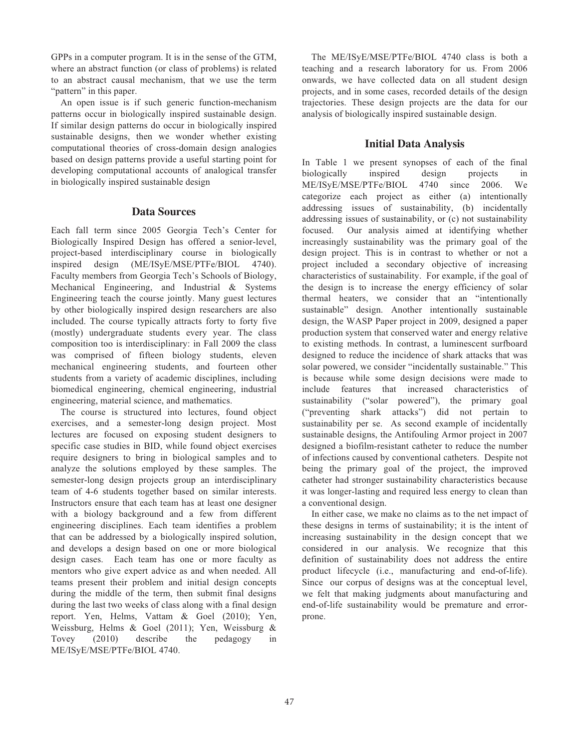GPPs in a computer program. It is in the sense of the GTM, where an abstract function (or class of problems) is related to an abstract causal mechanism, that we use the term "pattern" in this paper.

An open issue is if such generic function-mechanism patterns occur in biologically inspired sustainable design. If similar design patterns do occur in biologically inspired sustainable designs, then we wonder whether existing computational theories of cross-domain design analogies based on design patterns provide a useful starting point for developing computational accounts of analogical transfer in biologically inspired sustainable design

## Data Sources

Each fall term since 2005 Georgia Tech's Center for Biologically Inspired Design has offered a senior-level, project-based interdisciplinary course in biologically inspired design (ME/ISyE/MSE/PTFe/BIOL 4740). Faculty members from Georgia Tech's Schools of Biology, Mechanical Engineering, and Industrial & Systems Engineering teach the course jointly. Many guest lectures by other biologically inspired design researchers are also included. The course typically attracts forty to forty five (mostly) undergraduate students every year. The class composition too is interdisciplinary: in Fall 2009 the class was comprised of fifteen biology students, eleven mechanical engineering students, and fourteen other students from a variety of academic disciplines, including biomedical engineering, chemical engineering, industrial engineering, material science, and mathematics.

The course is structured into lectures, found object exercises, and a semester-long design project. Most lectures are focused on exposing student designers to specific case studies in BID, while found object exercises require designers to bring in biological samples and to analyze the solutions employed by these samples. The semester-long design projects group an interdisciplinary team of 4-6 students together based on similar interests. Instructors ensure that each team has at least one designer with a biology background and a few from different engineering disciplines. Each team identifies a problem that can be addressed by a biologically inspired solution, and develops a design based on one or more biological design cases. Each team has one or more faculty as mentors who give expert advice as and when needed. All teams present their problem and initial design concepts during the middle of the term, then submit final designs during the last two weeks of class along with a final design report. Yen, Helms, Vattam & Goel (2010); Yen, Weissburg, Helms & Goel (2011); Yen, Weissburg & Tovey (2010) describe the pedagogy in ME/ISyE/MSE/PTFe/BIOL 4740.

The ME/ISyE/MSE/PTFe/BIOL 4740 class is both a teaching and a research laboratory for us. From 2006 onwards, we have collected data on all student design projects, and in some cases, recorded details of the design trajectories. These design projects are the data for our analysis of biologically inspired sustainable design.

## Initial Data Analysis

In Table 1 we present synopses of each of the final biologically inspired design projects in ME/ISyE/MSE/PTFe/BIOL 4740 since 2006. We categorize each project as either (a) intentionally addressing issues of sustainability, (b) incidentally addressing issues of sustainability, or (c) not sustainability focused. Our analysis aimed at identifying whether increasingly sustainability was the primary goal of the design project. This is in contrast to whether or not a project included a secondary objective of increasing characteristics of sustainability. For example, if the goal of the design is to increase the energy efficiency of solar thermal heaters, we consider that an "intentionally sustainable" design. Another intentionally sustainable design, the WASP Paper project in 2009, designed a paper production system that conserved water and energy relative to existing methods. In contrast, a luminescent surfboard designed to reduce the incidence of shark attacks that was solar powered, we consider "incidentally sustainable." This is because while some design decisions were made to include features that increased characteristics of sustainability ("solar powered"), the primary goal ("preventing shark attacks") did not pertain to sustainability per se. As second example of incidentally sustainable designs, the Antifouling Armor project in 2007 designed a biofilm-resistant catheter to reduce the number of infections caused by conventional catheters. Despite not being the primary goal of the project, the improved catheter had stronger sustainability characteristics because it was longer-lasting and required less energy to clean than a conventional design.

In either case, we make no claims as to the net impact of these designs in terms of sustainability; it is the intent of increasing sustainability in the design concept that we considered in our analysis. We recognize that this definition of sustainability does not address the entire product lifecycle (i.e., manufacturing and end-of-life). Since our corpus of designs was at the conceptual level, we felt that making judgments about manufacturing and end-of-life sustainability would be premature and error-prone.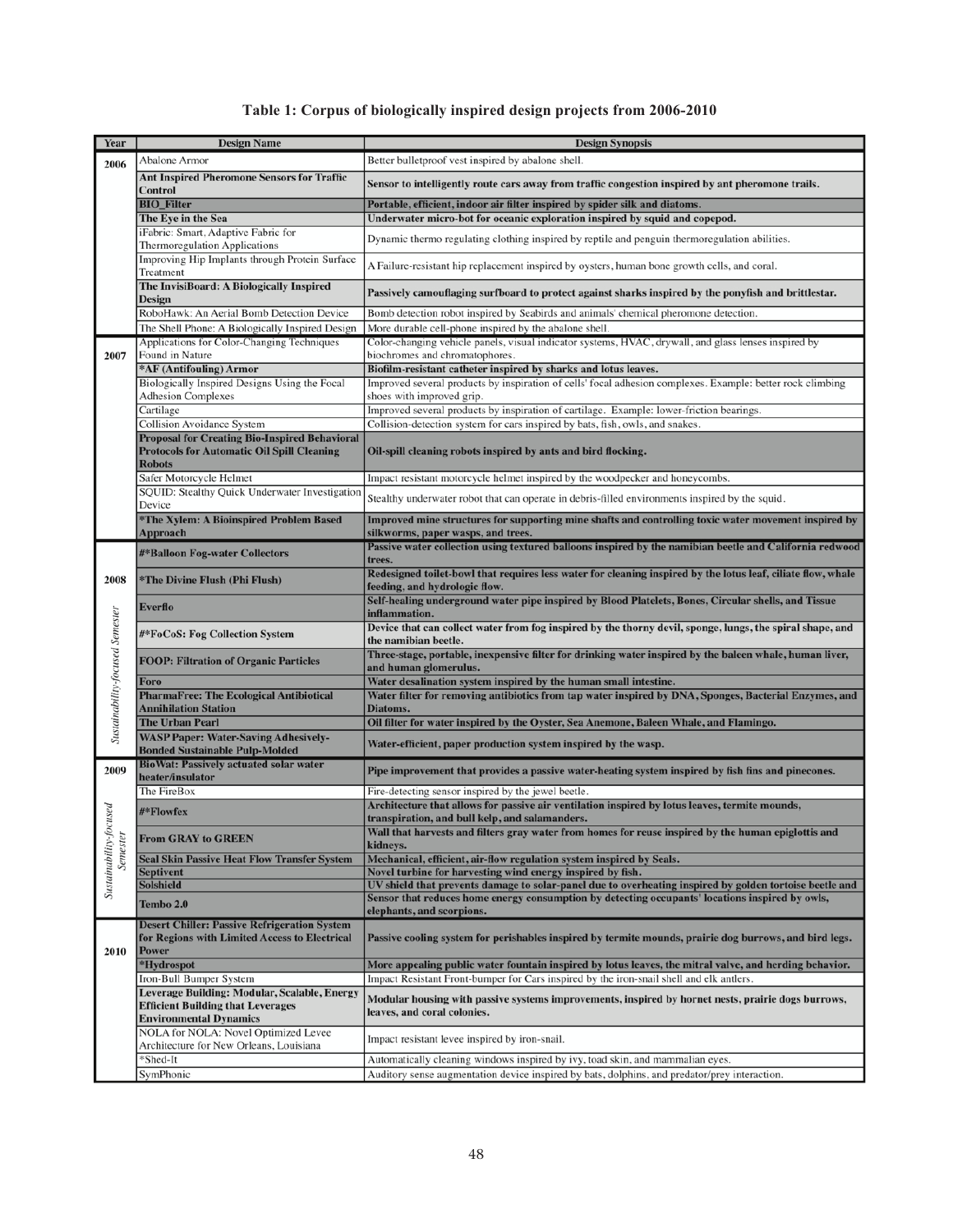**Table 1: Corpus of biologically inspired design projects from 2006-2010**

| Year | Design Name | Design Synopsis |
|---|---|---|
| 2006 | Abalone Armor | Better bulletproof vest inspired by abalone shell. |
| | **Ant Inspired Pheromone Sensors for Traffic Control** | **Sensor to intelligently route cars away from traffic congestion inspired by ant pheromone trails.** |
| | **BIO_Filter** | **Portable, efficient, indoor air filter inspired by spider silk and diatoms.** |
| | **The Eye in the Sea** | **Underwater micro-bot for oceanic exploration inspired by squid and copepod.** |
| | iFabric: Smart, Adaptive Fabric for Thermoregulation Applications | Dynamic thermo regulating clothing inspired by reptile and penguin thermoregulation abilities. |
| | Improving Hip Implants through Protein Surface Treatment | A Failure-resistant hip replacement inspired by oysters, human bone growth cells, and coral. |
| | **The InvisiBoard: A Biologically Inspired Design** | **Passively camouflaging surfboard to protect against sharks inspired by the ponyfish and brittlestar.** |
| | RoboHawk: An Aerial Bomb Detection Device | Bomb detection robot inspired by Seabirds and animals' chemical pheromone detection. |
| | The Shell Phone: A Biologically Inspired Design | More durable cell-phone inspired by the abalone shell. |
| 2007 | Applications for Color-Changing Techniques Found in Nature | Color-changing vehicle panels, visual indicator systems, HVAC, drywall, and glass lenses inspired by biochromes and chromatophores. |
| | **\*AF (Antifouling) Armor** | **Biofilm-resistant catheter inspired by sharks and lotus leaves.** |
| | Biologically Inspired Designs Using the Focal Adhesion Complexes | Improved several products by inspiration of cells' focal adhesion complexes. Example: better rock climbing shoes with improved grip. |
| | Cartilage | Improved several products by inspiration of cartilage. Example: lower-friction bearings. |
| | Collision Avoidance System | Collision-detection system for cars inspired by bats, fish, owls, and snakes. |
| | **Proposal for Creating Bio-Inspired Behavioral Protocols for Automatic Oil Spill Cleaning Robots** | **Oil-spill cleaning robots inspired by ants and bird flocking.** |
| | Safer Motorcycle Helmet | Impact resistant motorcycle helmet inspired by the woodpecker and honeycombs. |
| | SQUID: Stealthy Quick Underwater Investigation Device | Stealthy underwater robot that can operate in debris-filled environments inspired by the squid. |
| | **\*The Xylem: A Bioinspired Problem Based Approach** | **Improved mine structures for supporting mine shafts and controlling toxic water movement inspired by silkworms, paper wasps, and trees.** |
| 2008 *Sustainability-focused Semester* | **#\*Balloon Fog-water Collectors** | **Passive water collection using textured balloons inspired by the namibian beetle and California redwood trees.** |
| | **\*The Divine Flush (Phi Flush)** | **Redesigned toilet-bowl that requires less water for cleaning inspired by the lotus leaf, ciliate flow, whale feeding, and hydrologic flow.** |
| | **Everflo** | **Self-healing underground water pipe inspired by Blood Platelets, Bones, Circular shells, and Tissue inflammation.** |
| | **#\*FoCoS: Fog Collection System** | **Device that can collect water from fog inspired by the thorny devil, sponge, lungs, the spiral shape, and the namibian beetle.** |
| | **FOOP: Filtration of Organic Particles** | **Three-stage, portable, inexpensive filter for drinking water inspired by the baleen whale, human liver, and human glomerulus.** |
| | **Foro** | **Water desalination system inspired by the human small intestine.** |
| | **PharmaFree: The Ecological Antibiotical Annihilation Station** | **Water filter for removing antibiotics from tap water inspired by DNA, Sponges, Bacterial Enzymes, and Diatoms.** |
| | **The Urban Pearl** | **Oil filter for water inspired by the Oyster, Sea Anemone, Baleen Whale, and Flamingo.** |
| | **WASP Paper: Water-Saving Adhesively-Bonded Sustainable Pulp-Molded** | **Water-efficient, paper production system inspired by the wasp.** |
| 2009 *Sustainability-focused Semester* | **BioWat: Passively actuated solar water heater/insulator** | **Pipe improvement that provides a passive water-heating system inspired by fish fins and pinecones.** |
| | The FireBox | Fire-detecting sensor inspired by the jewel beetle. |
| | **#\*Flowfex** | **Architecture that allows for passive air ventilation inspired by lotus leaves, termite mounds, transpiration, and bull kelp, and salamanders.** |
| | **From GRAY to GREEN** | **Wall that harvests and filters gray water from homes for reuse inspired by the human epiglottis and kidneys.** |
| | **Seal Skin Passive Heat Flow Transfer System** | **Mechanical, efficient, air-flow regulation system inspired by Seals.** |
| | **Septivent** | **Novel turbine for harvesting wind energy inspired by fish.** |
| | **Solshield** | **UV shield that prevents damage to solar-panel due to overheating inspired by golden tortoise beetle and** |
| | **Tembo 2.0** | **Sensor that reduces home energy consumption by detecting occupants' locations inspired by owls, elephants, and scorpions.** |
| 2010 | **Desert Chiller: Passive Refrigeration System for Regions with Limited Access to Electrical Power** | **Passive cooling system for perishables inspired by termite mounds, prairie dog burrows, and bird legs.** |
| | **\*Hydrospot** | **More appealing public water fountain inspired by lotus leaves, the mitral valve, and herding behavior.** |
| | Iron-Bull Bumper System | Impact Resistant Front-bumper for Cars inspired by the iron-snail shell and elk antlers. |
| | **Leverage Building: Modular, Scalable, Energy Efficient Building that Leverages Environmental Dynamics** | **Modular housing with passive systems improvements, inspired by hornet nests, prairie dogs burrows, leaves, and coral colonies.** |
| | NOLA for NOLA: Novel Optimized Levee Architecture for New Orleans, Louisiana | Impact resistant levee inspired by iron-snail. |
| | \*Shed-It | Automatically cleaning windows inspired by ivy, toad skin, and mammalian eyes. |
| | SymPhonic | Auditory sense augmentation device inspired by bats, dolphins, and predator/prey interaction. |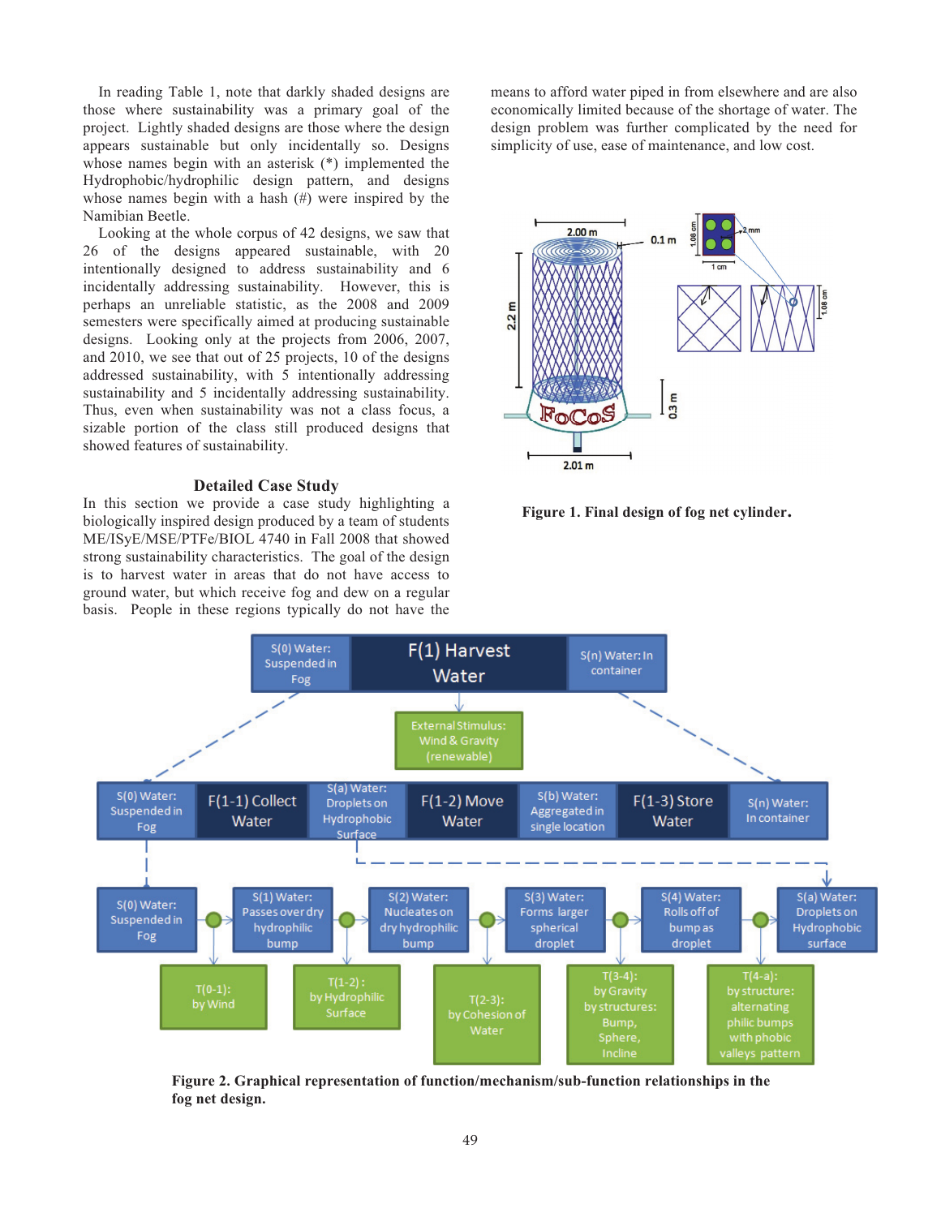In reading Table 1, note that darkly shaded designs are those where sustainability was a primary goal of the project. Lightly shaded designs are those where the design appears sustainable but only incidentally so. Designs whose names begin with an asterisk (*) implemented the Hydrophobic/hydrophilic design pattern, and designs whose names begin with a hash (#) were inspired by the Namibian Beetle.

Looking at the whole corpus of 42 designs, we saw that 26 of the designs appeared sustainable, with 20 intentionally designed to address sustainability and 6 incidentally addressing sustainability. However, this is perhaps an unreliable statistic, as the 2008 and 2009 semesters were specifically aimed at producing sustainable designs. Looking only at the projects from 2006, 2007, and 2010, we see that out of 25 projects, 10 of the designs addressed sustainability, with 5 intentionally addressing sustainability and 5 incidentally addressing sustainability. Thus, even when sustainability was not a class focus, a sizable portion of the class still produced designs that showed features of sustainability.

## Detailed Case Study

In this section we provide a case study highlighting a biologically inspired design produced by a team of students ME/ISyE/MSE/PTFe/BIOL 4740 in Fall 2008 that showed strong sustainability characteristics. The goal of the design is to harvest water in areas that do not have access to ground water, but which receive fog and dew on a regular basis. People in these regions typically do not have the means to afford water piped in from elsewhere and are also economically limited because of the shortage of water. The design problem was further complicated by the need for simplicity of use, ease of maintenance, and low cost.

**Figure 1. Final design of fog net cylinder.**

**Figure 2. Graphical representation of function/mechanism/sub-function relationships in the fog net design.**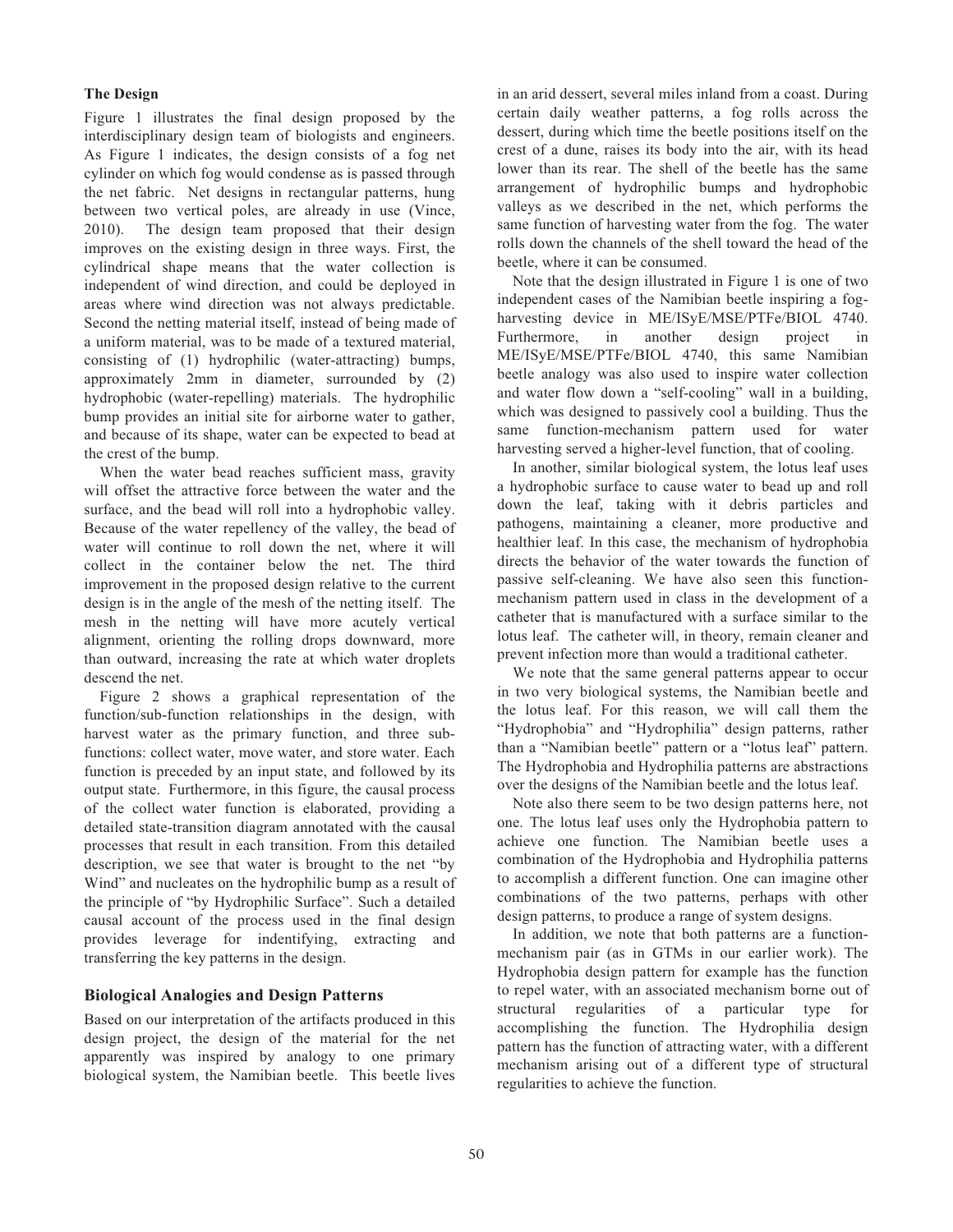### The Design

Figure 1 illustrates the final design proposed by the interdisciplinary design team of biologists and engineers. As Figure 1 indicates, the design consists of a fog net cylinder on which fog would condense as is passed through the net fabric. Net designs in rectangular patterns, hung between two vertical poles, are already in use (Vince, 2010). The design team proposed that their design improves on the existing design in three ways. First, the cylindrical shape means that the water collection is independent of wind direction, and could be deployed in areas where wind direction was not always predictable. Second the netting material itself, instead of being made of a uniform material, was to be made of a textured material, consisting of (1) hydrophilic (water-attracting) bumps, approximately 2mm in diameter, surrounded by (2) hydrophobic (water-repelling) materials. The hydrophilic bump provides an initial site for airborne water to gather, and because of its shape, water can be expected to bead at the crest of the bump.

When the water bead reaches sufficient mass, gravity will offset the attractive force between the water and the surface, and the bead will roll into a hydrophobic valley. Because of the water repellency of the valley, the bead of water will continue to roll down the net, where it will collect in the container below the net. The third improvement in the proposed design relative to the current design is in the angle of the mesh of the netting itself. The mesh in the netting will have more acutely vertical alignment, orienting the rolling drops downward, more than outward, increasing the rate at which water droplets descend the net.

Figure 2 shows a graphical representation of the function/sub-function relationships in the design, with harvest water as the primary function, and three sub-functions: collect water, move water, and store water. Each function is preceded by an input state, and followed by its output state. Furthermore, in this figure, the causal process of the collect water function is elaborated, providing a detailed state-transition diagram annotated with the causal processes that result in each transition. From this detailed description, we see that water is brought to the net "by Wind" and nucleates on the hydrophilic bump as a result of the principle of "by Hydrophilic Surface". Such a detailed causal account of the process used in the final design provides leverage for indentifying, extracting and transferring the key patterns in the design.

## Biological Analogies and Design Patterns

Based on our interpretation of the artifacts produced in this design project, the design of the material for the net apparently was inspired by analogy to one primary biological system, the Namibian beetle. This beetle lives in an arid dessert, several miles inland from a coast. During certain daily weather patterns, a fog rolls across the dessert, during which time the beetle positions itself on the crest of a dune, raises its body into the air, with its head lower than its rear. The shell of the beetle has the same arrangement of hydrophilic bumps and hydrophobic valleys as we described in the net, which performs the same function of harvesting water from the fog. The water rolls down the channels of the shell toward the head of the beetle, where it can be consumed.

Note that the design illustrated in Figure 1 is one of two independent cases of the Namibian beetle inspiring a fog-harvesting device in ME/ISyE/MSE/PTFe/BIOL 4740. Furthermore, in another design project in ME/ISyE/MSE/PTFe/BIOL 4740, this same Namibian beetle analogy was also used to inspire water collection and water flow down a "self-cooling" wall in a building, which was designed to passively cool a building. Thus the same function-mechanism pattern used for water harvesting served a higher-level function, that of cooling.

In another, similar biological system, the lotus leaf uses a hydrophobic surface to cause water to bead up and roll down the leaf, taking with it debris particles and pathogens, maintaining a cleaner, more productive and healthier leaf. In this case, the mechanism of hydrophobia directs the behavior of the water towards the function of passive self-cleaning. We have also seen this function-mechanism pattern used in class in the development of a catheter that is manufactured with a surface similar to the lotus leaf. The catheter will, in theory, remain cleaner and prevent infection more than would a traditional catheter.

We note that the same general patterns appear to occur in two very biological systems, the Namibian beetle and the lotus leaf. For this reason, we will call them the "Hydrophobia" and "Hydrophilia" design patterns, rather than a "Namibian beetle" pattern or a "lotus leaf" pattern. The Hydrophobia and Hydrophilia patterns are abstractions over the designs of the Namibian beetle and the lotus leaf.

Note also there seem to be two design patterns here, not one. The lotus leaf uses only the Hydrophobia pattern to achieve one function. The Namibian beetle uses a combination of the Hydrophobia and Hydrophilia patterns to accomplish a different function. One can imagine other combinations of the two patterns, perhaps with other design patterns, to produce a range of system designs.

In addition, we note that both patterns are a function-mechanism pair (as in GTMs in our earlier work). The Hydrophobia design pattern for example has the function to repel water, with an associated mechanism borne out of structural regularities of a particular type for accomplishing the function. The Hydrophilia design pattern has the function of attracting water, with a different mechanism arising out of a different type of structural regularities to achieve the function.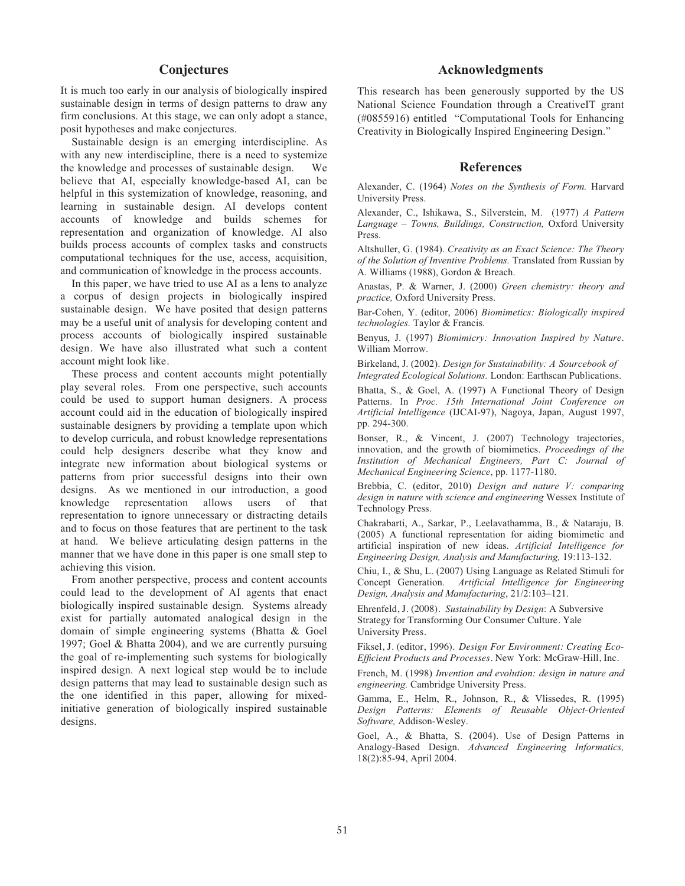## Conjectures

It is much too early in our analysis of biologically inspired sustainable design in terms of design patterns to draw any firm conclusions. At this stage, we can only adopt a stance, posit hypotheses and make conjectures.

Sustainable design is an emerging interdiscipline. As with any new interdiscipline, there is a need to systemize the knowledge and processes of sustainable design. We believe that AI, especially knowledge-based AI, can be helpful in this systemization of knowledge, reasoning, and learning in sustainable design. AI develops content accounts of knowledge and builds schemes for representation and organization of knowledge. AI also builds process accounts of complex tasks and constructs computational techniques for the use, access, acquisition, and communication of knowledge in the process accounts.

In this paper, we have tried to use AI as a lens to analyze a corpus of design projects in biologically inspired sustainable design. We have posited that design patterns may be a useful unit of analysis for developing content and process accounts of biologically inspired sustainable design. We have also illustrated what such a content account might look like.

These process and content accounts might potentially play several roles. From one perspective, such accounts could be used to support human designers. A process account could aid in the education of biologically inspired sustainable designers by providing a template upon which to develop curricula, and robust knowledge representations could help designers describe what they know and integrate new information about biological systems or patterns from prior successful designs into their own designs. As we mentioned in our introduction, a good knowledge representation allows users of that representation to ignore unnecessary or distracting details and to focus on those features that are pertinent to the task at hand. We believe articulating design patterns in the manner that we have done in this paper is one small step to achieving this vision.

From another perspective, process and content accounts could lead to the development of AI agents that enact biologically inspired sustainable design. Systems already exist for partially automated analogical design in the domain of simple engineering systems (Bhatta & Goel 1997; Goel & Bhatta 2004), and we are currently pursuing the goal of re-implementing such systems for biologically inspired design. A next logical step would be to include design patterns that may lead to sustainable design such as the one identified in this paper, allowing for mixed-initiative generation of biologically inspired sustainable designs.

## Acknowledgments

This research has been generously supported by the US National Science Foundation through a CreativeIT grant (#0855916) entitled "Computational Tools for Enhancing Creativity in Biologically Inspired Engineering Design."

## References

Alexander, C. (1964) *Notes on the Synthesis of Form.* Harvard University Press.

Alexander, C., Ishikawa, S., Silverstein, M. (1977) *A Pattern Language – Towns, Buildings, Construction,* Oxford University Press.

Altshuller, G. (1984). *Creativity as an Exact Science: The Theory of the Solution of Inventive Problems.* Translated from Russian by A. Williams (1988), Gordon & Breach.

Anastas, P. & Warner, J. (2000) *Green chemistry: theory and practice,* Oxford University Press.

Bar-Cohen, Y. (editor, 2006) *Biomimetics: Biologically inspired technologies.* Taylor & Francis.

Benyus, J. (1997) *Biomimicry: Innovation Inspired by Nature*. William Morrow.

Birkeland, J. (2002). *Design for Sustainability: A Sourcebook of Integrated Ecological Solutions.* London: Earthscan Publications.

Bhatta, S., & Goel, A. (1997) A Functional Theory of Design Patterns. In *Proc. 15th International Joint Conference on Artificial Intelligence* (IJCAI-97), Nagoya, Japan, August 1997, pp. 294-300.

Bonser, R., & Vincent, J. (2007) Technology trajectories, innovation, and the growth of biomimetics. *Proceedings of the Institution of Mechanical Engineers, Part C: Journal of Mechanical Engineering Science*, pp. 1177-1180.

Brebbia, C. (editor, 2010) *Design and nature V: comparing design in nature with science and engineering* Wessex Institute of Technology Press.

Chakrabarti, A., Sarkar, P., Leelavathamma, B., & Nataraju, B. (2005) A functional representation for aiding biomimetic and artificial inspiration of new ideas. *Artificial Intelligence for Engineering Design, Analysis and Manufacturing,* 19:113-132.

Chiu, I., & Shu, L. (2007) Using Language as Related Stimuli for Concept Generation. *Artificial Intelligence for Engineering Design, Analysis and Manufacturing*, 21/2:103–121.

Ehrenfeld, J. (2008). *Sustainability by Design*: A Subversive Strategy for Transforming Our Consumer Culture. Yale University Press.

Fiksel, J. (editor, 1996). *Design For Environment: Creating Eco-Efficient Products and Processes*. New York: McGraw-Hill, Inc.

French, M. (1998) *Invention and evolution: design in nature and engineering.* Cambridge University Press.

Gamma, E., Helm, R., Johnson, R., & Vlissedes, R. (1995) *Design Patterns: Elements of Reusable Object-Oriented Software,* Addison-Wesley.

Goel, A., & Bhatta, S. (2004). Use of Design Patterns in Analogy-Based Design. *Advanced Engineering Informatics,* 18(2):85-94, April 2004.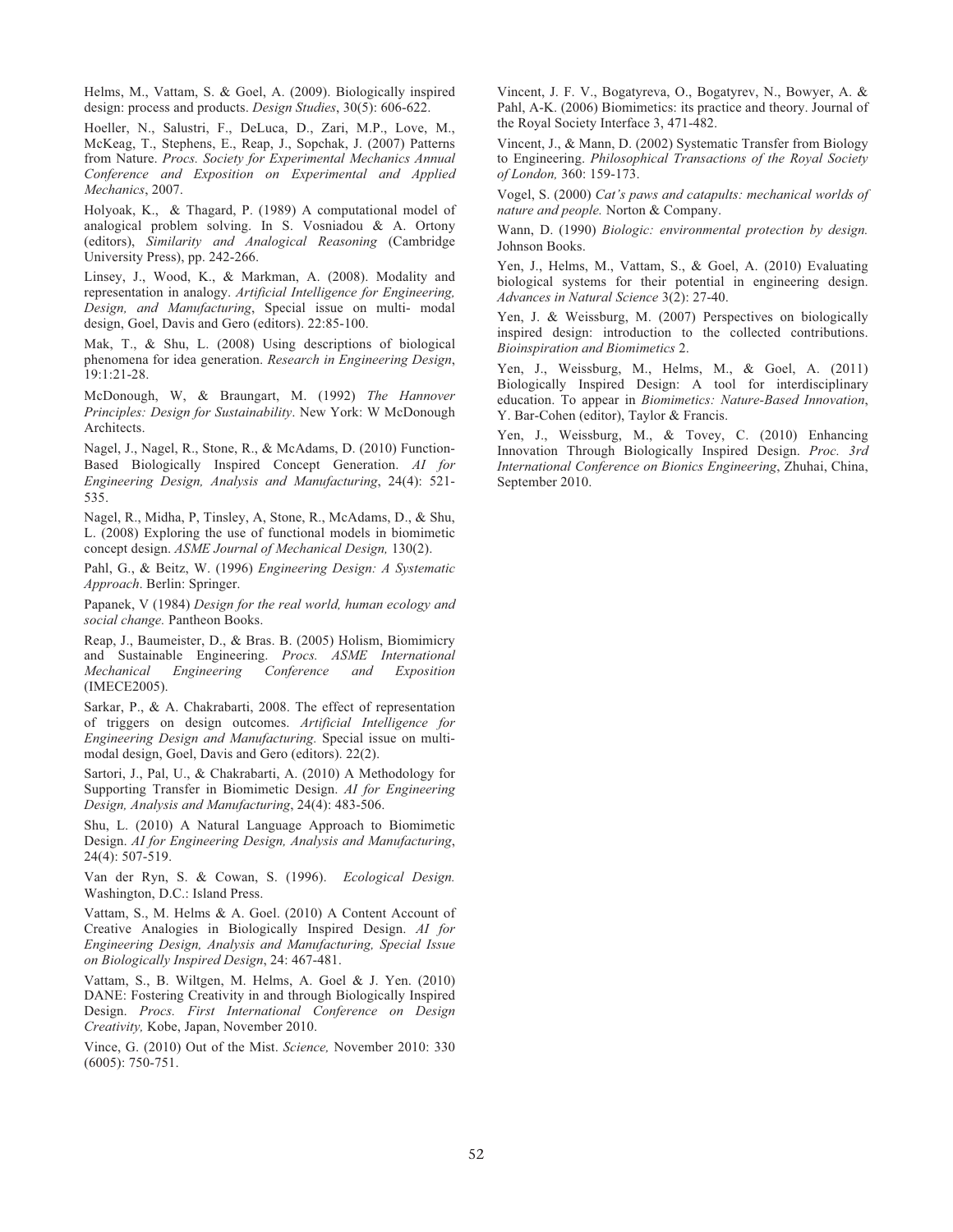Helms, M., Vattam, S. & Goel, A. (2009). Biologically inspired design: process and products. *Design Studies*, 30(5): 606-622.

Hoeller, N., Salustri, F., DeLuca, D., Zari, M.P., Love, M., McKeag, T., Stephens, E., Reap, J., Sopchak, J. (2007) Patterns from Nature. *Procs. Society for Experimental Mechanics Annual Conference and Exposition on Experimental and Applied Mechanics*, 2007.

Holyoak, K., & Thagard, P. (1989) A computational model of analogical problem solving. In S. Vosniadou & A. Ortony (editors), *Similarity and Analogical Reasoning* (Cambridge University Press), pp. 242-266.

Linsey, J., Wood, K., & Markman, A. (2008). Modality and representation in analogy. *Artificial Intelligence for Engineering, Design, and Manufacturing*, Special issue on multi- modal design, Goel, Davis and Gero (editors). 22:85-100.

Mak, T., & Shu, L. (2008) Using descriptions of biological phenomena for idea generation. *Research in Engineering Design*, 19:1:21-28.

McDonough, W, & Braungart, M. (1992) *The Hannover Principles: Design for Sustainability*. New York: W McDonough Architects.

Nagel, J., Nagel, R., Stone, R., & McAdams, D. (2010) Function-Based Biologically Inspired Concept Generation. *AI for Engineering Design, Analysis and Manufacturing*, 24(4): 521-535.

Nagel, R., Midha, P, Tinsley, A, Stone, R., McAdams, D., & Shu, L. (2008) Exploring the use of functional models in biomimetic concept design. *ASME Journal of Mechanical Design,* 130(2).

Pahl, G., & Beitz, W. (1996) *Engineering Design: A Systematic Approach*. Berlin: Springer.

Papanek, V (1984) *Design for the real world, human ecology and social change.* Pantheon Books.

Reap, J., Baumeister, D., & Bras. B. (2005) Holism, Biomimicry and Sustainable Engineering. *Procs. ASME International Mechanical Engineering Conference and Exposition* (IMECE2005).

Sarkar, P., & A. Chakrabarti, 2008. The effect of representation of triggers on design outcomes. *Artificial Intelligence for Engineering Design and Manufacturing.* Special issue on multi-modal design, Goel, Davis and Gero (editors). 22(2).

Sartori, J., Pal, U., & Chakrabarti, A. (2010) A Methodology for Supporting Transfer in Biomimetic Design. *AI for Engineering Design, Analysis and Manufacturing*, 24(4): 483-506.

Shu, L. (2010) A Natural Language Approach to Biomimetic Design. *AI for Engineering Design, Analysis and Manufacturing*, 24(4): 507-519.

Van der Ryn, S. & Cowan, S. (1996). *Ecological Design.* Washington, D.C.: Island Press.

Vattam, S., M. Helms & A. Goel. (2010) A Content Account of Creative Analogies in Biologically Inspired Design. *AI for Engineering Design, Analysis and Manufacturing, Special Issue on Biologically Inspired Design*, 24: 467-481.

Vattam, S., B. Wiltgen, M. Helms, A. Goel & J. Yen. (2010) DANE: Fostering Creativity in and through Biologically Inspired Design. *Procs. First International Conference on Design Creativity,* Kobe, Japan, November 2010.

Vince, G. (2010) Out of the Mist. *Science,* November 2010: 330 (6005): 750-751.

Vincent, J. F. V., Bogatyreva, O., Bogatyrev, N., Bowyer, A. & Pahl, A-K. (2006) Biomimetics: its practice and theory. Journal of the Royal Society Interface 3, 471-482.

Vincent, J., & Mann, D. (2002) Systematic Transfer from Biology to Engineering. *Philosophical Transactions of the Royal Society of London,* 360: 159-173.

Vogel, S. (2000) *Cat's paws and catapults: mechanical worlds of nature and people.* Norton & Company.

Wann, D. (1990) *Biologic: environmental protection by design.* Johnson Books.

Yen, J., Helms, M., Vattam, S., & Goel, A. (2010) Evaluating biological systems for their potential in engineering design. *Advances in Natural Science* 3(2): 27-40.

Yen, J. & Weissburg, M. (2007) Perspectives on biologically inspired design: introduction to the collected contributions. *Bioinspiration and Biomimetics* 2.

Yen, J., Weissburg, M., Helms, M., & Goel, A. (2011) Biologically Inspired Design: A tool for interdisciplinary education. To appear in *Biomimetics: Nature-Based Innovation*, Y. Bar-Cohen (editor), Taylor & Francis.

Yen, J., Weissburg, M., & Tovey, C. (2010) Enhancing Innovation Through Biologically Inspired Design. *Proc. 3rd International Conference on Bionics Engineering*, Zhuhai, China, September 2010.